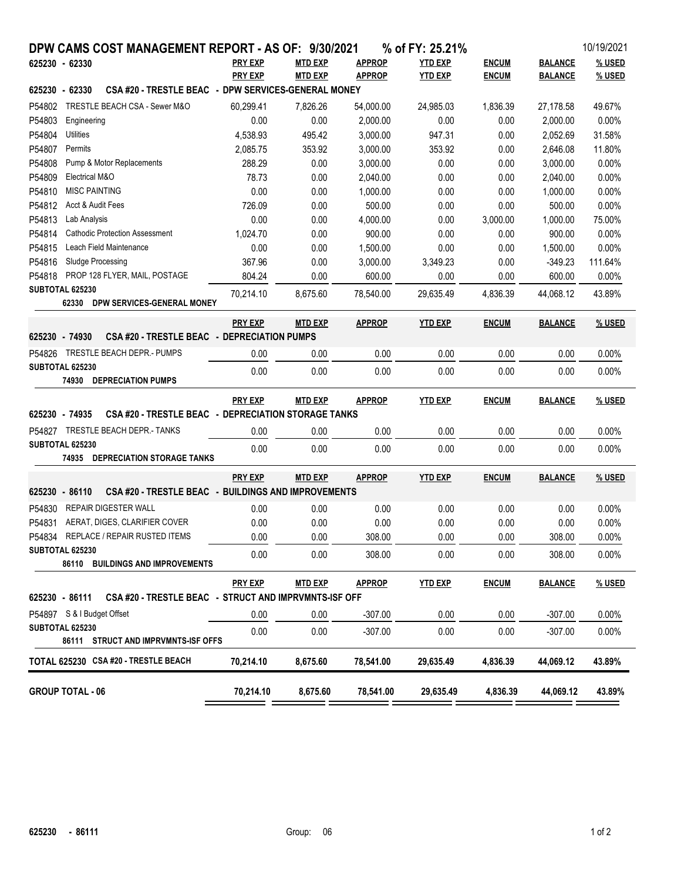# DPW CAMS COST MANAGEMENT REPORT - AS OF: 9/30/2021 % of FY: 25.21%

10/19/2021

625230 - 62330

## 625230 - 62330 CSA #20 - TRESTLE BEAC - DPW SERVICES-GENERAL MONEY

| | | PRY EXP | MTD EXP | APPROP | YTD EXP | ENCUM | BALANCE | % USED |
|---|---|---|---|---|---|---|---|---|
| P54802 | TRESTLE BEACH CSA - Sewer M&O | 60,299.41 | 7,826.26 | 54,000.00 | 24,985.03 | 1,836.39 | 27,178.58 | 49.67% |
| P54803 | Engineering | 0.00 | 0.00 | 2,000.00 | 0.00 | 0.00 | 2,000.00 | 0.00% |
| P54804 | Utilities | 4,538.93 | 495.42 | 3,000.00 | 947.31 | 0.00 | 2,052.69 | 31.58% |
| P54807 | Permits | 2,085.75 | 353.92 | 3,000.00 | 353.92 | 0.00 | 2,646.08 | 11.80% |
| P54808 | Pump & Motor Replacements | 288.29 | 0.00 | 3,000.00 | 0.00 | 0.00 | 3,000.00 | 0.00% |
| P54809 | Electrical M&O | 78.73 | 0.00 | 2,040.00 | 0.00 | 0.00 | 2,040.00 | 0.00% |
| P54810 | MISC PAINTING | 0.00 | 0.00 | 1,000.00 | 0.00 | 0.00 | 1,000.00 | 0.00% |
| P54812 | Acct & Audit Fees | 726.09 | 0.00 | 500.00 | 0.00 | 0.00 | 500.00 | 0.00% |
| P54813 | Lab Analysis | 0.00 | 0.00 | 4,000.00 | 0.00 | 3,000.00 | 1,000.00 | 75.00% |
| P54814 | Cathodic Protection Assessment | 1,024.70 | 0.00 | 900.00 | 0.00 | 0.00 | 900.00 | 0.00% |
| P54815 | Leach Field Maintenance | 0.00 | 0.00 | 1,500.00 | 0.00 | 0.00 | 1,500.00 | 0.00% |
| P54816 | Sludge Processing | 367.96 | 0.00 | 3,000.00 | 3,349.23 | 0.00 | -349.23 | 111.64% |
| P54818 | PROP 128 FLYER, MAIL, POSTAGE | 804.24 | 0.00 | 600.00 | 0.00 | 0.00 | 600.00 | 0.00% |
| SUBTOTAL 625230 | 62330 DPW SERVICES-GENERAL MONEY | 70,214.10 | 8,675.60 | 78,540.00 | 29,635.49 | 4,836.39 | 44,068.12 | 43.89% |

## 625230 - 74930 CSA #20 - TRESTLE BEAC - DEPRECIATION PUMPS

| | | PRY EXP | MTD EXP | APPROP | YTD EXP | ENCUM | BALANCE | % USED |
|---|---|---|---|---|---|---|---|---|
| P54826 | TRESTLE BEACH DEPR.- PUMPS | 0.00 | 0.00 | 0.00 | 0.00 | 0.00 | 0.00 | 0.00% |
| SUBTOTAL 625230 | 74930 DEPRECIATION PUMPS | 0.00 | 0.00 | 0.00 | 0.00 | 0.00 | 0.00 | 0.00% |

## 625230 - 74935 CSA #20 - TRESTLE BEAC - DEPRECIATION STORAGE TANKS

| | | PRY EXP | MTD EXP | APPROP | YTD EXP | ENCUM | BALANCE | % USED |
|---|---|---|---|---|---|---|---|---|
| P54827 | TRESTLE BEACH DEPR.- TANKS | 0.00 | 0.00 | 0.00 | 0.00 | 0.00 | 0.00 | 0.00% |
| SUBTOTAL 625230 | 74935 DEPRECIATION STORAGE TANKS | 0.00 | 0.00 | 0.00 | 0.00 | 0.00 | 0.00 | 0.00% |

## 625230 - 86110 CSA #20 - TRESTLE BEAC - BUILDINGS AND IMPROVEMENTS

| | | PRY EXP | MTD EXP | APPROP | YTD EXP | ENCUM | BALANCE | % USED |
|---|---|---|---|---|---|---|---|---|
| P54830 | REPAIR DIGESTER WALL | 0.00 | 0.00 | 0.00 | 0.00 | 0.00 | 0.00 | 0.00% |
| P54831 | AERAT, DIGES, CLARIFIER COVER | 0.00 | 0.00 | 0.00 | 0.00 | 0.00 | 0.00 | 0.00% |
| P54834 | REPLACE / REPAIR RUSTED ITEMS | 0.00 | 0.00 | 308.00 | 0.00 | 0.00 | 308.00 | 0.00% |
| SUBTOTAL 625230 | 86110 BUILDINGS AND IMPROVEMENTS | 0.00 | 0.00 | 308.00 | 0.00 | 0.00 | 308.00 | 0.00% |

## 625230 - 86111 CSA #20 - TRESTLE BEAC - STRUCT AND IMPRVMNTS-ISF OFF

| | | PRY EXP | MTD EXP | APPROP | YTD EXP | ENCUM | BALANCE | % USED |
|---|---|---|---|---|---|---|---|---|
| P54897 | S & I Budget Offset | 0.00 | 0.00 | -307.00 | 0.00 | 0.00 | -307.00 | 0.00% |
| SUBTOTAL 625230 | 86111 STRUCT AND IMPRVMNTS-ISF OFFS | 0.00 | 0.00 | -307.00 | 0.00 | 0.00 | -307.00 | 0.00% |

| | PRY EXP | MTD EXP | APPROP | YTD EXP | ENCUM | BALANCE | % USED |
|---|---|---|---|---|---|---|---|
| **TOTAL 625230 CSA #20 - TRESTLE BEACH** | **70,214.10** | **8,675.60** | **78,541.00** | **29,635.49** | **4,836.39** | **44,069.12** | **43.89%** |
| **GROUP TOTAL - 06** | **70,214.10** | **8,675.60** | **78,541.00** | **29,635.49** | **4,836.39** | **44,069.12** | **43.89%** |

625230 - 86111 Group: 06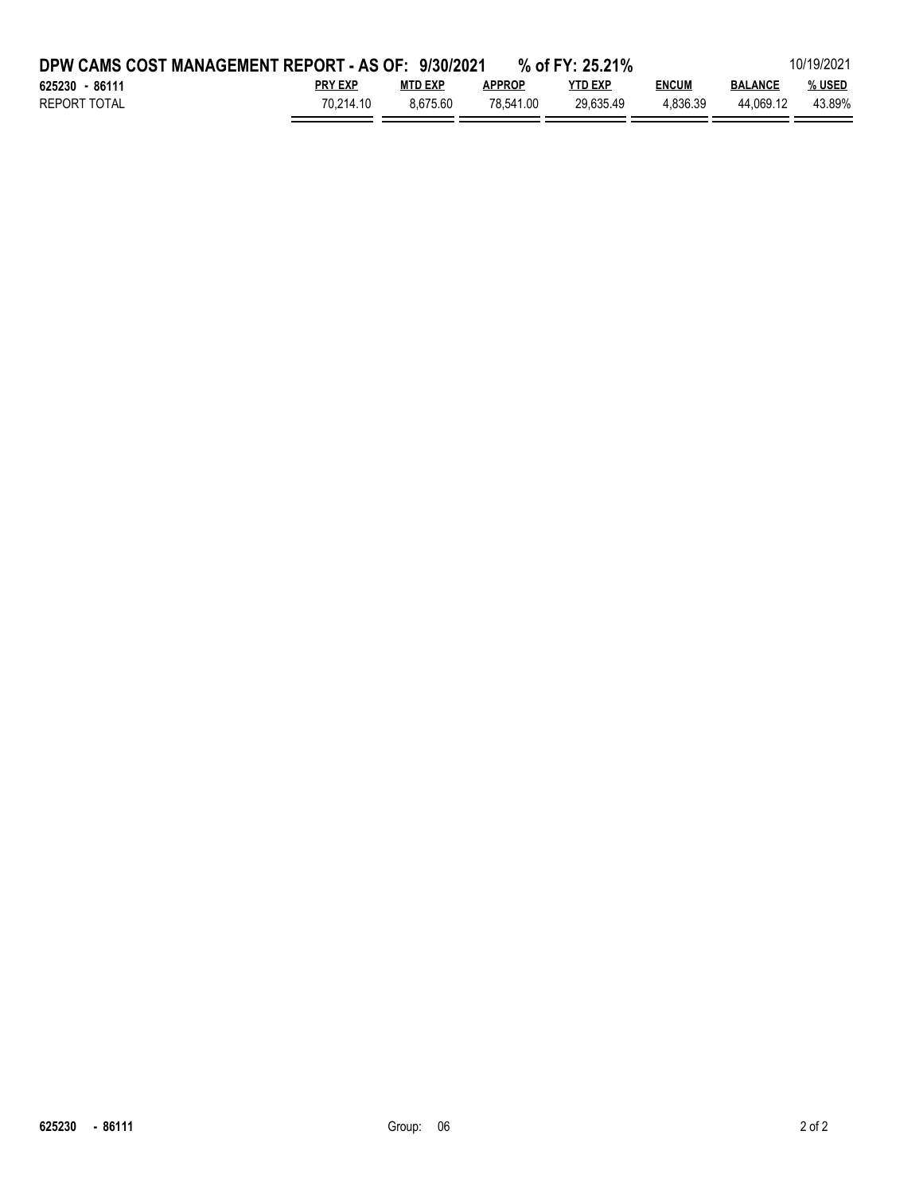# DPW CAMS COST MANAGEMENT REPORT - AS OF: 9/30/2021 % of FY: 25.21%

10/19/2021

| 625230 - 86111 | PRY EXP | MTD EXP | APPROP | YTD EXP | ENCUM | BALANCE | % USED |
|---|---|---|---|---|---|---|---|
| REPORT TOTAL | 70,214.10 | 8,675.60 | 78,541.00 | 29,635.49 | 4,836.39 | 44,069.12 | 43.89% |

625230 - 86111 Group: 06